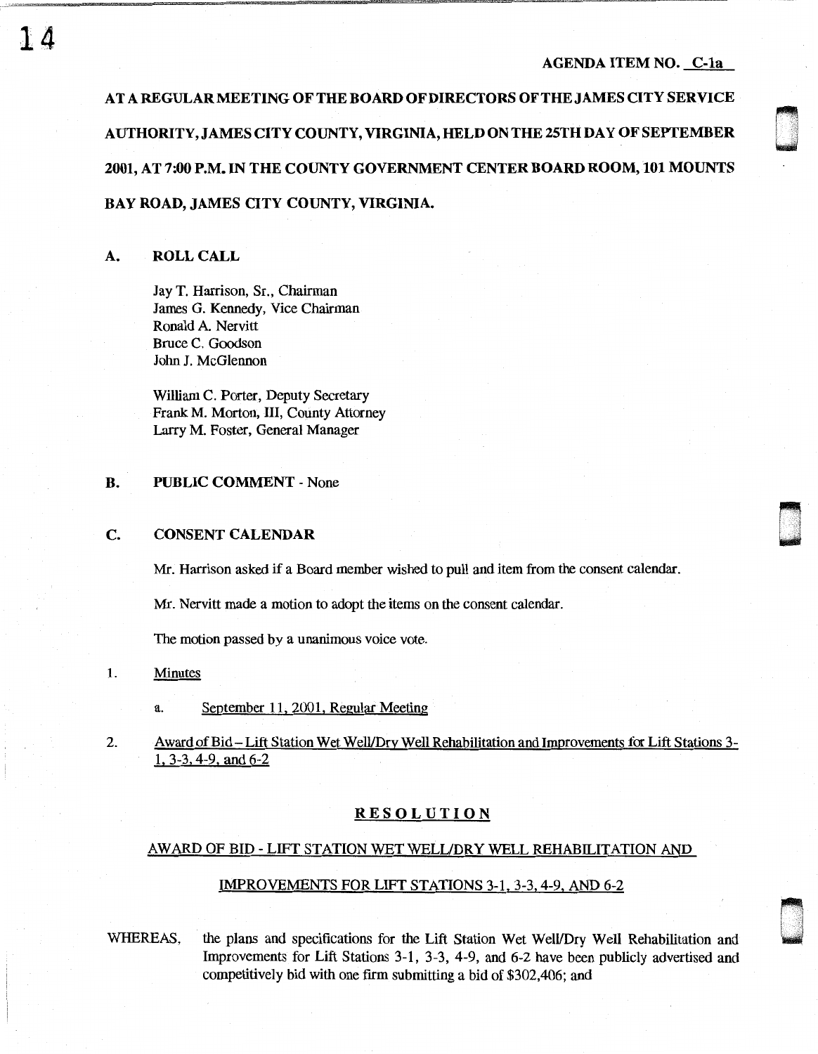AGENDA ITEM NO. C-1a

**AT A REGULAR MEETING OF THE BOARD OF DIRECTORS OF THE JAMES CITY SERVICE AUTHORITY, JAMES CITY COUNTY, VIRGINIA, HELD ON THE 25TH DAY OF SEPTEMBER 2001, AT 7:00 P.M. IN THE COUNTY GOVERNMENT CENTER BOARD ROOM, 101 MOUNTS BAY ROAD, JAMES CITY COUNTY, VIRGINIA.**

## A. ROLL CALL

Jay T. Harrison, Sr., Chairman
James G. Kennedy, Vice Chairman
Ronald A. Nervitt
Bruce C. Goodson
John J. McGlennon

William C. Porter, Deputy Secretary
Frank M. Morton, III, County Attorney
Larry M. Foster, General Manager

## B. PUBLIC COMMENT - None

## C. CONSENT CALENDAR

Mr. Harrison asked if a Board member wished to pull and item from the consent calendar.

Mr. Nervitt made a motion to adopt the items on the consent calendar.

The motion passed by a unanimous voice vote.

1. Minutes

   a. September 11, 2001, Regular Meeting

2. Award of Bid – Lift Station Wet Well/Dry Well Rehabilitation and Improvements for Lift Stations 3-1, 3-3, 4-9, and 6-2

### RESOLUTION

#### AWARD OF BID - LIFT STATION WET WELL/DRY WELL REHABILITATION AND IMPROVEMENTS FOR LIFT STATIONS 3-1, 3-3, 4-9, AND 6-2

WHEREAS, the plans and specifications for the Lift Station Wet Well/Dry Well Rehabilitation and Improvements for Lift Stations 3-1, 3-3, 4-9, and 6-2 have been publicly advertised and competitively bid with one firm submitting a bid of $302,406; and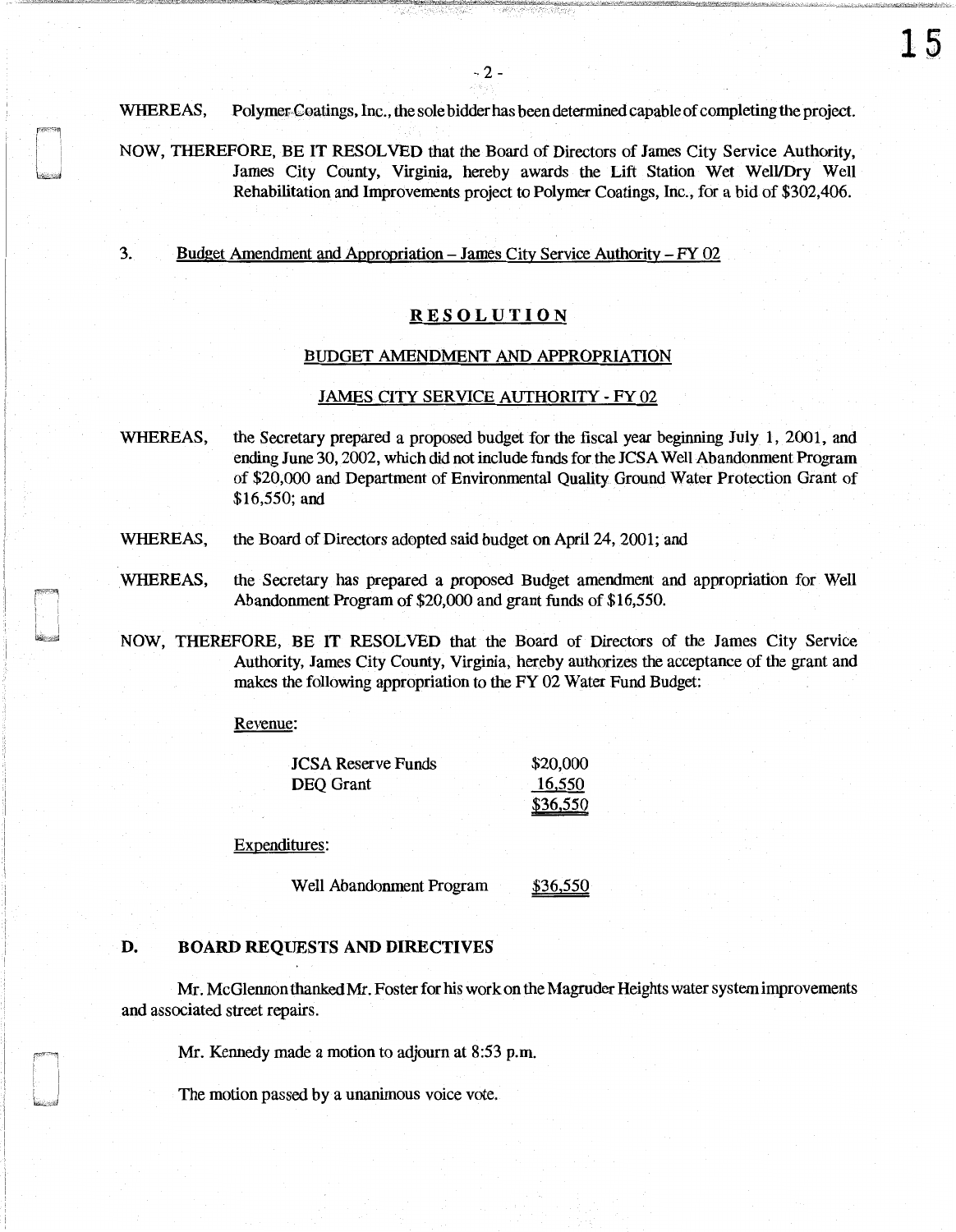WHEREAS, Polymer Coatings, Inc., the sole bidder has been determined capable of completing the project.

NOW, THEREFORE, BE IT RESOLVED that the Board of Directors of James City Service Authority, James City County, Virginia, hereby awards the Lift Station Wet Well/Dry Well Rehabilitation and Improvements project to Polymer Coatings, Inc., for a bid of $302,406.

3. Budget Amendment and Appropriation – James City Service Authority – FY 02

## RESOLUTION

### BUDGET AMENDMENT AND APPROPRIATION

### JAMES CITY SERVICE AUTHORITY - FY 02

WHEREAS, the Secretary prepared a proposed budget for the fiscal year beginning July 1, 2001, and ending June 30, 2002, which did not include funds for the JCSA Well Abandonment Program of $20,000 and Department of Environmental Quality Ground Water Protection Grant of $16,550; and

WHEREAS, the Board of Directors adopted said budget on April 24, 2001; and

WHEREAS, the Secretary has prepared a proposed Budget amendment and appropriation for Well Abandonment Program of $20,000 and grant funds of $16,550.

NOW, THEREFORE, BE IT RESOLVED that the Board of Directors of the James City Service Authority, James City County, Virginia, hereby authorizes the acceptance of the grant and makes the following appropriation to the FY 02 Water Fund Budget:

Revenue:

| | |
|---|---|
| JCSA Reserve Funds | $20,000 |
| DEQ Grant | 16,550 |
| | $36,550 |

Expenditures:

| | |
|---|---|
| Well Abandonment Program | $36,550 |

## D. BOARD REQUESTS AND DIRECTIVES

Mr. McGlennon thanked Mr. Foster for his work on the Magruder Heights water system improvements and associated street repairs.

Mr. Kennedy made a motion to adjourn at 8:53 p.m.

The motion passed by a unanimous voice vote.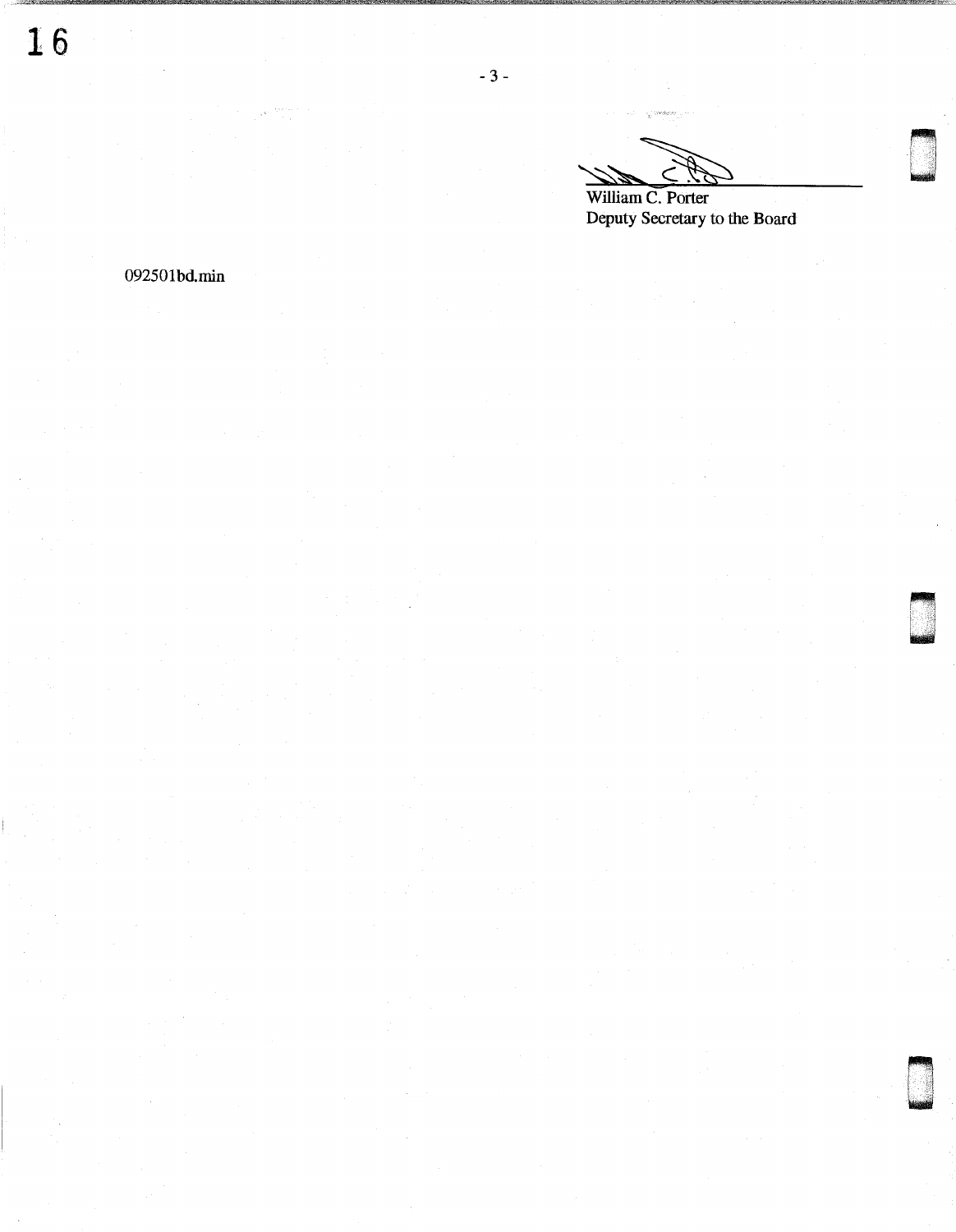William C. Porter
Deputy Secretary to the Board

092501bd.min